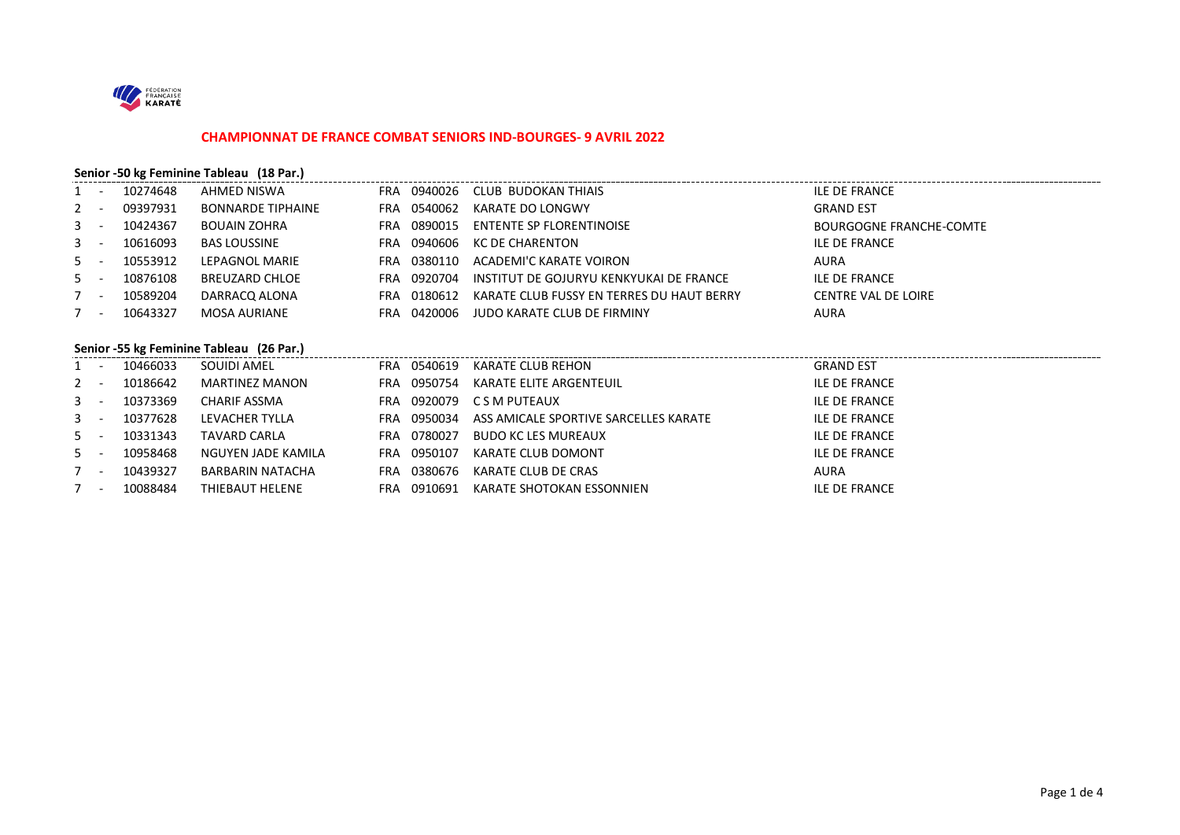# CHAMPIONNAT DE FRANCE COMBAT SENIORS IND-BOURGES- 9 AVRIL 2022

### Senior -50 kg Feminine Tableau (18 Par.)

| | | | | | | | |
|---|---|---|---|---|---|---|---|
| 1 | - | 10274648 | AHMED NISWA | FRA | 0940026 | CLUB BUDOKAN THIAIS | ILE DE FRANCE |
| 2 | - | 09397931 | BONNARDE TIPHAINE | FRA | 0540062 | KARATE DO LONGWY | GRAND EST |
| 3 | - | 10424367 | BOUAIN ZOHRA | FRA | 0890015 | ENTENTE SP FLORENTINOISE | BOURGOGNE FRANCHE-COMTE |
| 3 | - | 10616093 | BAS LOUSSINE | FRA | 0940606 | KC DE CHARENTON | ILE DE FRANCE |
| 5 | - | 10553912 | LEPAGNOL MARIE | FRA | 0380110 | ACADEMI'C KARATE VOIRON | AURA |
| 5 | - | 10876108 | BREUZARD CHLOE | FRA | 0920704 | INSTITUT DE GOJURYU KENKYUKAI DE FRANCE | ILE DE FRANCE |
| 7 | - | 10589204 | DARRACQ ALONA | FRA | 0180612 | KARATE CLUB FUSSY EN TERRES DU HAUT BERRY | CENTRE VAL DE LOIRE |
| 7 | - | 10643327 | MOSA AURIANE | FRA | 0420006 | JUDO KARATE CLUB DE FIRMINY | AURA |

### Senior -55 kg Feminine Tableau (26 Par.)

| | | | | | | | |
|---|---|---|---|---|---|---|---|
| 1 | - | 10466033 | SOUIDI AMEL | FRA | 0540619 | KARATE CLUB REHON | GRAND EST |
| 2 | - | 10186642 | MARTINEZ MANON | FRA | 0950754 | KARATE ELITE ARGENTEUIL | ILE DE FRANCE |
| 3 | - | 10373369 | CHARIF ASSMA | FRA | 0920079 | C S M PUTEAUX | ILE DE FRANCE |
| 3 | - | 10377628 | LEVACHER TYLLA | FRA | 0950034 | ASS AMICALE SPORTIVE SARCELLES KARATE | ILE DE FRANCE |
| 5 | - | 10331343 | TAVARD CARLA | FRA | 0780027 | BUDO KC LES MUREAUX | ILE DE FRANCE |
| 5 | - | 10958468 | NGUYEN JADE KAMILA | FRA | 0950107 | KARATE CLUB DOMONT | ILE DE FRANCE |
| 7 | - | 10439327 | BARBARIN NATACHA | FRA | 0380676 | KARATE CLUB DE CRAS | AURA |
| 7 | - | 10088484 | THIEBAUT HELENE | FRA | 0910691 | KARATE SHOTOKAN ESSONNIEN | ILE DE FRANCE |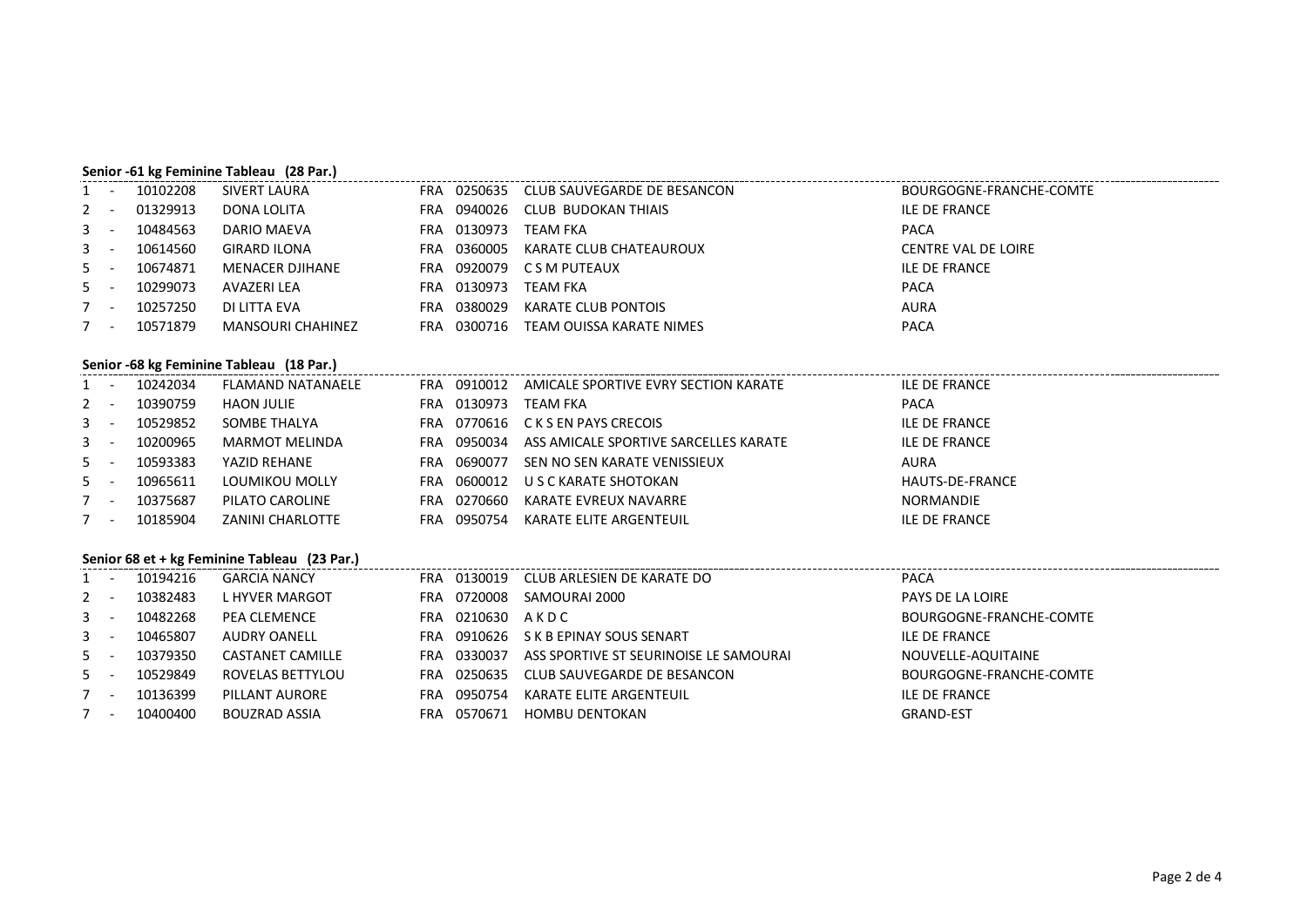**Senior -61 kg Feminine Tableau (28 Par.)**

| | | | | | | | |
|---|---|---|---|---|---|---|---|
| 1 | - | 10102208 | SIVERT LAURA | FRA | 0250635 | CLUB SAUVEGARDE DE BESANCON | BOURGOGNE-FRANCHE-COMTE |
| 2 | - | 01329913 | DONA LOLITA | FRA | 0940026 | CLUB BUDOKAN THIAIS | ILE DE FRANCE |
| 3 | - | 10484563 | DARIO MAEVA | FRA | 0130973 | TEAM FKA | PACA |
| 3 | - | 10614560 | GIRARD ILONA | FRA | 0360005 | KARATE CLUB CHATEAUROUX | CENTRE VAL DE LOIRE |
| 5 | - | 10674871 | MENACER DJIHANE | FRA | 0920079 | C S M PUTEAUX | ILE DE FRANCE |
| 5 | - | 10299073 | AVAZERI LEA | FRA | 0130973 | TEAM FKA | PACA |
| 7 | - | 10257250 | DI LITTA EVA | FRA | 0380029 | KARATE CLUB PONTOIS | AURA |
| 7 | - | 10571879 | MANSOURI CHAHINEZ | FRA | 0300716 | TEAM OUISSA KARATE NIMES | PACA |

**Senior -68 kg Feminine Tableau (18 Par.)**

| | | | | | | | |
|---|---|---|---|---|---|---|---|
| 1 | - | 10242034 | FLAMAND NATANAELE | FRA | 0910012 | AMICALE SPORTIVE EVRY SECTION KARATE | ILE DE FRANCE |
| 2 | - | 10390759 | HAON JULIE | FRA | 0130973 | TEAM FKA | PACA |
| 3 | - | 10529852 | SOMBE THALYA | FRA | 0770616 | C K S EN PAYS CRECOIS | ILE DE FRANCE |
| 3 | - | 10200965 | MARMOT MELINDA | FRA | 0950034 | ASS AMICALE SPORTIVE SARCELLES KARATE | ILE DE FRANCE |
| 5 | - | 10593383 | YAZID REHANE | FRA | 0690077 | SEN NO SEN KARATE VENISSIEUX | AURA |
| 5 | - | 10965611 | LOUMIKOU MOLLY | FRA | 0600012 | U S C KARATE SHOTOKAN | HAUTS-DE-FRANCE |
| 7 | - | 10375687 | PILATO CAROLINE | FRA | 0270660 | KARATE EVREUX NAVARRE | NORMANDIE |
| 7 | - | 10185904 | ZANINI CHARLOTTE | FRA | 0950754 | KARATE ELITE ARGENTEUIL | ILE DE FRANCE |

**Senior 68 et + kg Feminine Tableau (23 Par.)**

| | | | | | | | |
|---|---|---|---|---|---|---|---|
| 1 | - | 10194216 | GARCIA NANCY | FRA | 0130019 | CLUB ARLESIEN DE KARATE DO | PACA |
| 2 | - | 10382483 | L HYVER MARGOT | FRA | 0720008 | SAMOURAI 2000 | PAYS DE LA LOIRE |
| 3 | - | 10482268 | PEA CLEMENCE | FRA | 0210630 | A K D C | BOURGOGNE-FRANCHE-COMTE |
| 3 | - | 10465807 | AUDRY OANELL | FRA | 0910626 | S K B EPINAY SOUS SENART | ILE DE FRANCE |
| 5 | - | 10379350 | CASTANET CAMILLE | FRA | 0330037 | ASS SPORTIVE ST SEURINOISE LE SAMOURAI | NOUVELLE-AQUITAINE |
| 5 | - | 10529849 | ROVELAS BETTYLOU | FRA | 0250635 | CLUB SAUVEGARDE DE BESANCON | BOURGOGNE-FRANCHE-COMTE |
| 7 | - | 10136399 | PILLANT AURORE | FRA | 0950754 | KARATE ELITE ARGENTEUIL | ILE DE FRANCE |
| 7 | - | 10400400 | BOUZRAD ASSIA | FRA | 0570671 | HOMBU DENTOKAN | GRAND-EST |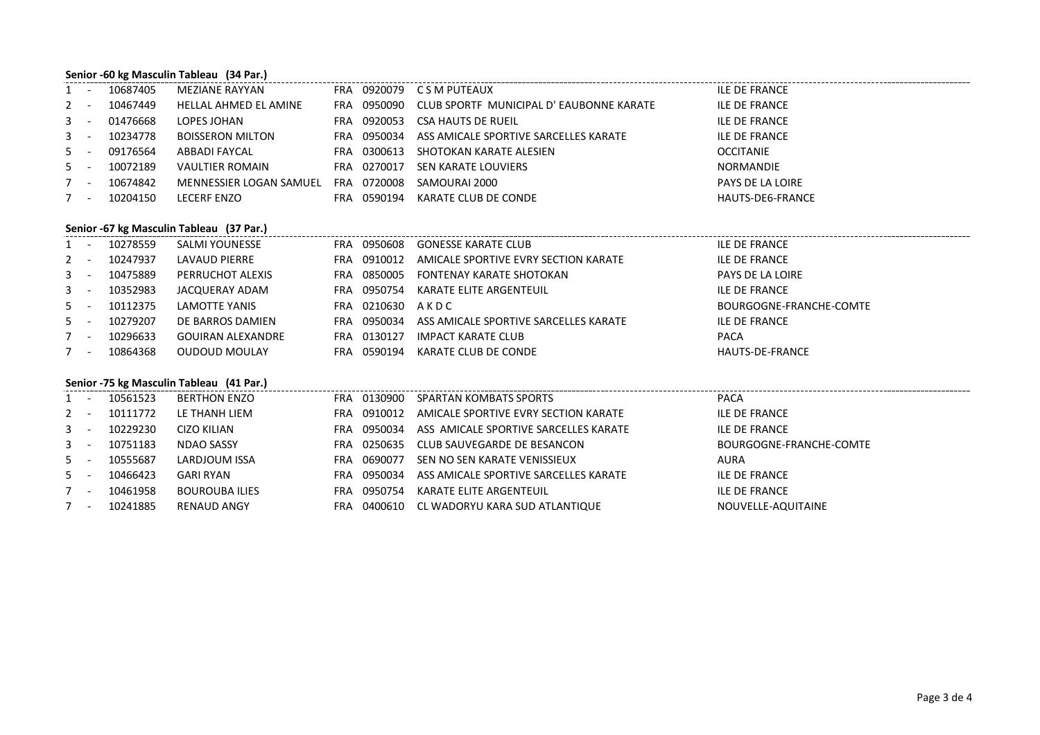**Senior -60 kg Masculin Tableau (34 Par.)**

| | | | | | | | |
|---|---|---|---|---|---|---|---|
| 1 | - | 10687405 | MEZIANE RAYYAN | FRA | 0920079 | C S M PUTEAUX | ILE DE FRANCE |
| 2 | - | 10467449 | HELLAL AHMED EL AMINE | FRA | 0950090 | CLUB SPORTF MUNICIPAL D' EAUBONNE KARATE | ILE DE FRANCE |
| 3 | - | 01476668 | LOPES JOHAN | FRA | 0920053 | CSA HAUTS DE RUEIL | ILE DE FRANCE |
| 3 | - | 10234778 | BOISSERON MILTON | FRA | 0950034 | ASS AMICALE SPORTIVE SARCELLES KARATE | ILE DE FRANCE |
| 5 | - | 09176564 | ABBADI FAYCAL | FRA | 0300613 | SHOTOKAN KARATE ALESIEN | OCCITANIE |
| 5 | - | 10072189 | VAULTIER ROMAIN | FRA | 0270017 | SEN KARATE LOUVIERS | NORMANDIE |
| 7 | - | 10674842 | MENNESSIER LOGAN SAMUEL | FRA | 0720008 | SAMOURAI 2000 | PAYS DE LA LOIRE |
| 7 | - | 10204150 | LECERF ENZO | FRA | 0590194 | KARATE CLUB DE CONDE | HAUTS-DE6-FRANCE |

**Senior -67 kg Masculin Tableau (37 Par.)**

| | | | | | | | |
|---|---|---|---|---|---|---|---|
| 1 | - | 10278559 | SALMI YOUNESSE | FRA | 0950608 | GONESSE KARATE CLUB | ILE DE FRANCE |
| 2 | - | 10247937 | LAVAUD PIERRE | FRA | 0910012 | AMICALE SPORTIVE EVRY SECTION KARATE | ILE DE FRANCE |
| 3 | - | 10475889 | PERRUCHOT ALEXIS | FRA | 0850005 | FONTENAY KARATE SHOTOKAN | PAYS DE LA LOIRE |
| 3 | - | 10352983 | JACQUERAY ADAM | FRA | 0950754 | KARATE ELITE ARGENTEUIL | ILE DE FRANCE |
| 5 | - | 10112375 | LAMOTTE YANIS | FRA | 0210630 | A K D C | BOURGOGNE-FRANCHE-COMTE |
| 5 | - | 10279207 | DE BARROS DAMIEN | FRA | 0950034 | ASS AMICALE SPORTIVE SARCELLES KARATE | ILE DE FRANCE |
| 7 | - | 10296633 | GOUIRAN ALEXANDRE | FRA | 0130127 | IMPACT KARATE CLUB | PACA |
| 7 | - | 10864368 | OUDOUD MOULAY | FRA | 0590194 | KARATE CLUB DE CONDE | HAUTS-DE-FRANCE |

**Senior -75 kg Masculin Tableau (41 Par.)**

| | | | | | | | |
|---|---|---|---|---|---|---|---|
| 1 | - | 10561523 | BERTHON ENZO | FRA | 0130900 | SPARTAN KOMBATS SPORTS | PACA |
| 2 | - | 10111772 | LE THANH LIEM | FRA | 0910012 | AMICALE SPORTIVE EVRY SECTION KARATE | ILE DE FRANCE |
| 3 | - | 10229230 | CIZO KILIAN | FRA | 0950034 | ASS AMICALE SPORTIVE SARCELLES KARATE | ILE DE FRANCE |
| 3 | - | 10751183 | NDAO SASSY | FRA | 0250635 | CLUB SAUVEGARDE DE BESANCON | BOURGOGNE-FRANCHE-COMTE |
| 5 | - | 10555687 | LARDJOUM ISSA | FRA | 0690077 | SEN NO SEN KARATE VENISSIEUX | AURA |
| 5 | - | 10466423 | GARI RYAN | FRA | 0950034 | ASS AMICALE SPORTIVE SARCELLES KARATE | ILE DE FRANCE |
| 7 | - | 10461958 | BOUROUBA ILIES | FRA | 0950754 | KARATE ELITE ARGENTEUIL | ILE DE FRANCE |
| 7 | - | 10241885 | RENAUD ANGY | FRA | 0400610 | CL WADORYU KARA SUD ATLANTIQUE | NOUVELLE-AQUITAINE |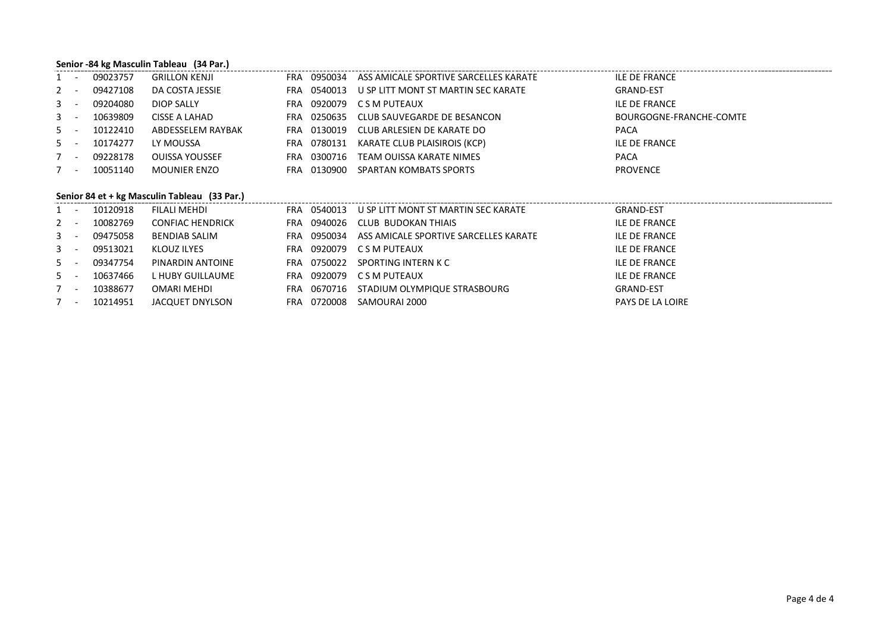### Senior -84 kg Masculin Tableau (34 Par.)

| Rang | | Licence | Nom | Pays | Club N° | Club | Région |
|---|---|---|---|---|---|---|---|
| 1 | - | 09023757 | GRILLON KENJI | FRA | 0950034 | ASS AMICALE SPORTIVE SARCELLES KARATE | ILE DE FRANCE |
| 2 | - | 09427108 | DA COSTA JESSIE | FRA | 0540013 | U SP LITT MONT ST MARTIN SEC KARATE | GRAND-EST |
| 3 | - | 09204080 | DIOP SALLY | FRA | 0920079 | C S M PUTEAUX | ILE DE FRANCE |
| 3 | - | 10639809 | CISSE A LAHAD | FRA | 0250635 | CLUB SAUVEGARDE DE BESANCON | BOURGOGNE-FRANCHE-COMTE |
| 5 | - | 10122410 | ABDESSELEM RAYBAK | FRA | 0130019 | CLUB ARLESIEN DE KARATE DO | PACA |
| 5 | - | 10174277 | LY MOUSSA | FRA | 0780131 | KARATE CLUB PLAISIROIS (KCP) | ILE DE FRANCE |
| 7 | - | 09228178 | OUISSA YOUSSEF | FRA | 0300716 | TEAM OUISSA KARATE NIMES | PACA |
| 7 | - | 10051140 | MOUNIER ENZO | FRA | 0130900 | SPARTAN KOMBATS SPORTS | PROVENCE |

### Senior 84 et + kg Masculin Tableau (33 Par.)

| Rang | | Licence | Nom | Pays | Club N° | Club | Région |
|---|---|---|---|---|---|---|---|
| 1 | - | 10120918 | FILALI MEHDI | FRA | 0540013 | U SP LITT MONT ST MARTIN SEC KARATE | GRAND-EST |
| 2 | - | 10082769 | CONFIAC HENDRICK | FRA | 0940026 | CLUB BUDOKAN THIAIS | ILE DE FRANCE |
| 3 | - | 09475058 | BENDIAB SALIM | FRA | 0950034 | ASS AMICALE SPORTIVE SARCELLES KARATE | ILE DE FRANCE |
| 3 | - | 09513021 | KLOUZ ILYES | FRA | 0920079 | C S M PUTEAUX | ILE DE FRANCE |
| 5 | - | 09347754 | PINARDIN ANTOINE | FRA | 0750022 | SPORTING INTERN K C | ILE DE FRANCE |
| 5 | - | 10637466 | L HUBY GUILLAUME | FRA | 0920079 | C S M PUTEAUX | ILE DE FRANCE |
| 7 | - | 10388677 | OMARI MEHDI | FRA | 0670716 | STADIUM OLYMPIQUE STRASBOURG | GRAND-EST |
| 7 | - | 10214951 | JACQUET DNYLSON | FRA | 0720008 | SAMOURAI 2000 | PAYS DE LA LOIRE |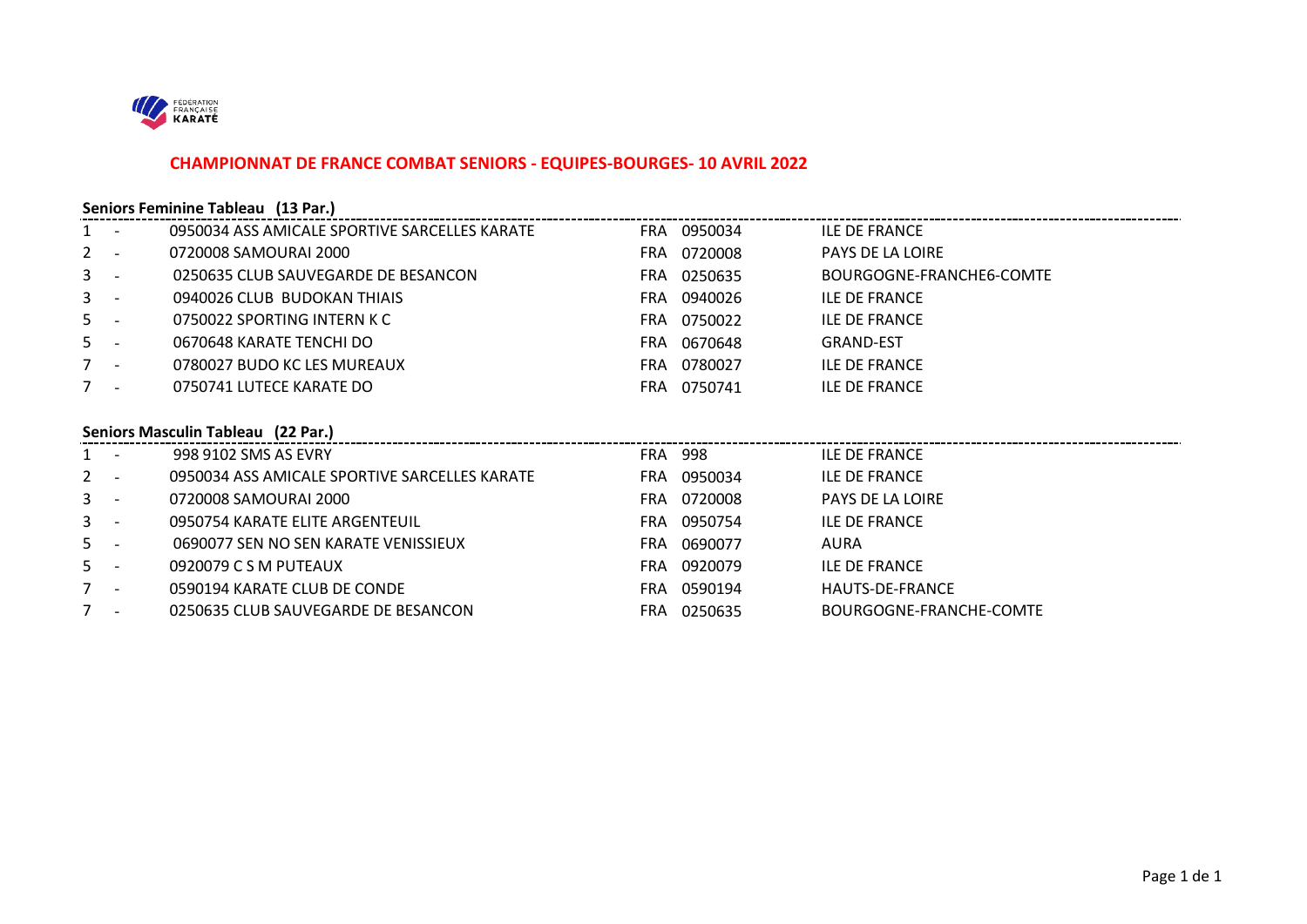## CHAMPIONNAT DE FRANCE COMBAT SENIORS - EQUIPES-BOURGES- 10 AVRIL 2022

### Seniors Feminine Tableau (13 Par.)

| | | | | | |
|---|---|---|---|---|---|
| 1 | - | 0950034 ASS AMICALE SPORTIVE SARCELLES KARATE | FRA | 0950034 | ILE DE FRANCE |
| 2 | - | 0720008 SAMOURAI 2000 | FRA | 0720008 | PAYS DE LA LOIRE |
| 3 | - | 0250635 CLUB SAUVEGARDE DE BESANCON | FRA | 0250635 | BOURGOGNE-FRANCHE6-COMTE |
| 3 | - | 0940026 CLUB BUDOKAN THIAIS | FRA | 0940026 | ILE DE FRANCE |
| 5 | - | 0750022 SPORTING INTERN K C | FRA | 0750022 | ILE DE FRANCE |
| 5 | - | 0670648 KARATE TENCHI DO | FRA | 0670648 | GRAND-EST |
| 7 | - | 0780027 BUDO KC LES MUREAUX | FRA | 0780027 | ILE DE FRANCE |
| 7 | - | 0750741 LUTECE KARATE DO | FRA | 0750741 | ILE DE FRANCE |

### Seniors Masculin Tableau (22 Par.)

| | | | | | |
|---|---|---|---|---|---|
| 1 | - | 998 9102 SMS AS EVRY | FRA | 998 | ILE DE FRANCE |
| 2 | - | 0950034 ASS AMICALE SPORTIVE SARCELLES KARATE | FRA | 0950034 | ILE DE FRANCE |
| 3 | - | 0720008 SAMOURAI 2000 | FRA | 0720008 | PAYS DE LA LOIRE |
| 3 | - | 0950754 KARATE ELITE ARGENTEUIL | FRA | 0950754 | ILE DE FRANCE |
| 5 | - | 0690077 SEN NO SEN KARATE VENISSIEUX | FRA | 0690077 | AURA |
| 5 | - | 0920079 C S M PUTEAUX | FRA | 0920079 | ILE DE FRANCE |
| 7 | - | 0590194 KARATE CLUB DE CONDE | FRA | 0590194 | HAUTS-DE-FRANCE |
| 7 | - | 0250635 CLUB SAUVEGARDE DE BESANCON | FRA | 0250635 | BOURGOGNE-FRANCHE-COMTE |